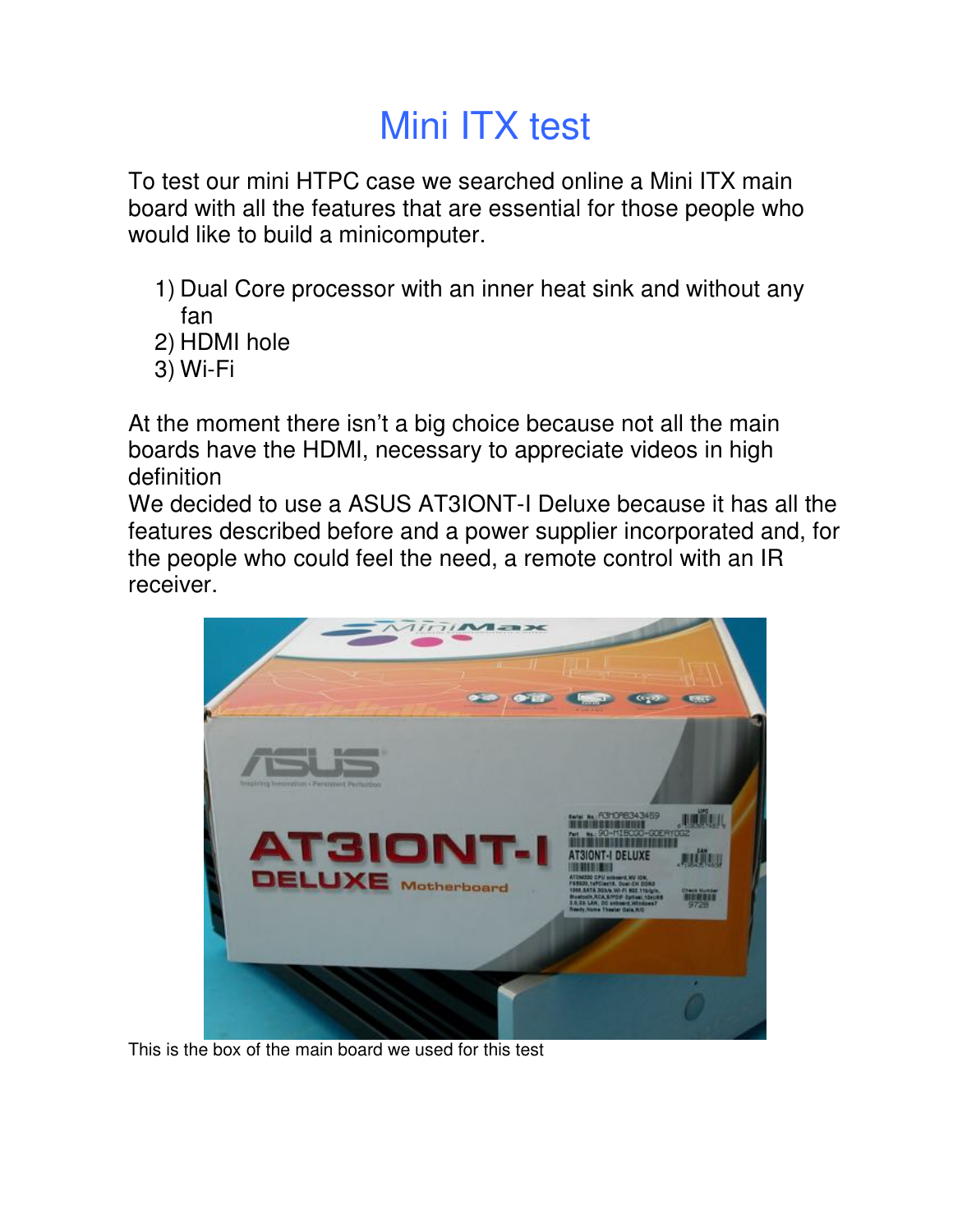# Mini ITX test

To test our mini HTPC case we searched online a Mini ITX main board with all the features that are essential for those people who would like to build a minicomputer.

1) Dual Core processor with an inner heat sink and without any fan
2) HDMI hole
3) Wi-Fi

At the moment there isn't a big choice because not all the main boards have the HDMI, necessary to appreciate videos in high definition

We decided to use a ASUS AT3IONT-I Deluxe because it has all the features described before and a power supplier incorporated and, for the people who could feel the need, a remote control with an IR receiver.

This is the box of the main board we used for this test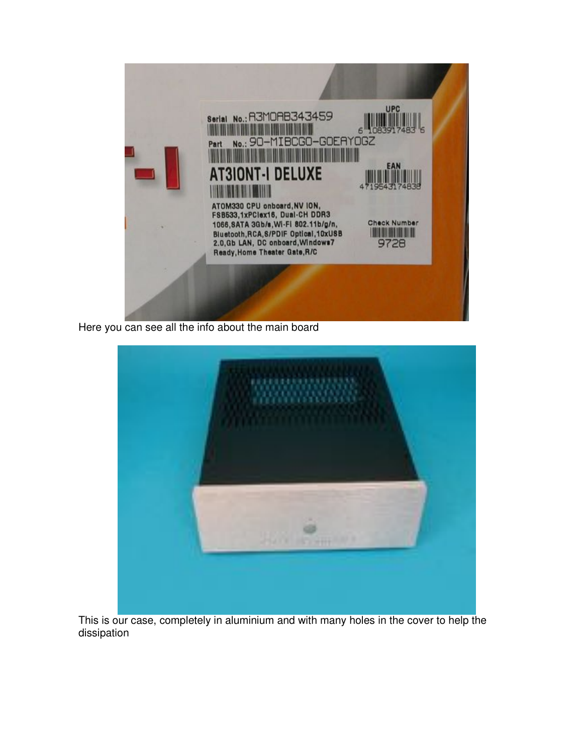Here you can see all the info about the main board

This is our case, completely in aluminium and with many holes in the cover to help the dissipation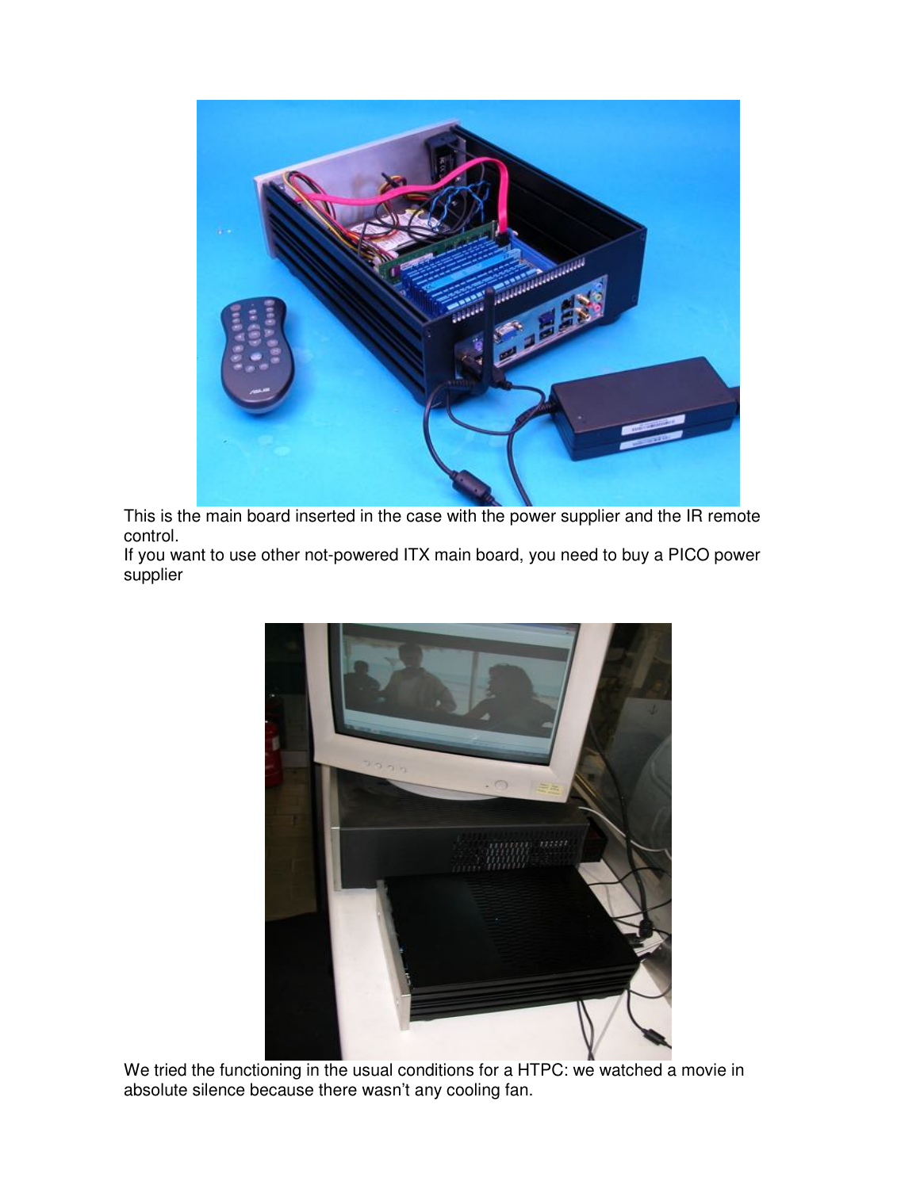This is the main board inserted in the case with the power supplier and the IR remote control.
If you want to use other not-powered ITX main board, you need to buy a PICO power supplier

We tried the functioning in the usual conditions for a HTPC: we watched a movie in absolute silence because there wasn't any cooling fan.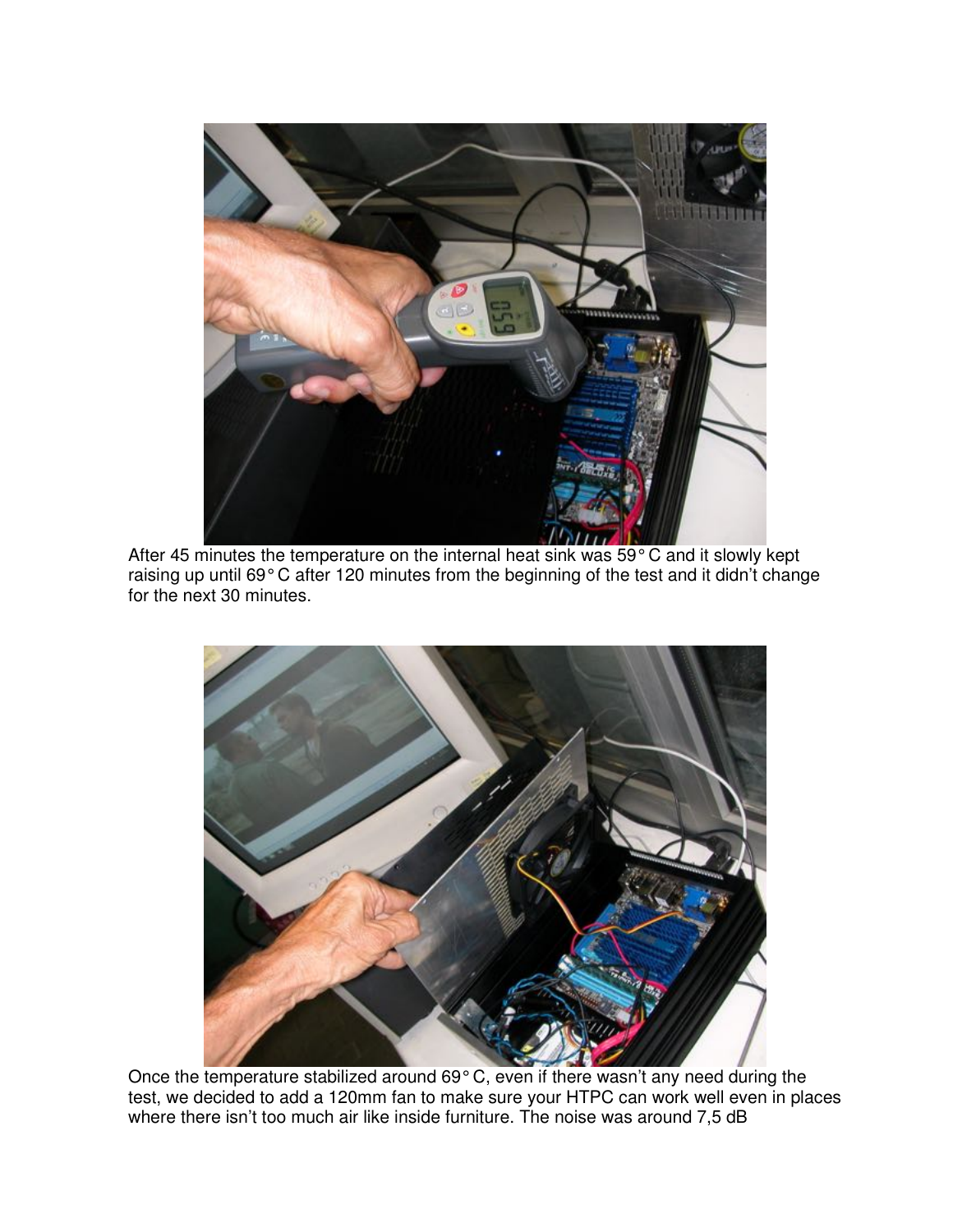After 45 minutes the temperature on the internal heat sink was 59° C and it slowly kept raising up until 69° C after 120 minutes from the beginning of the test and it didn't change for the next 30 minutes.

Once the temperature stabilized around 69° C, even if there wasn't any need during the test, we decided to add a 120mm fan to make sure your HTPC can work well even in places where there isn't too much air like inside furniture. The noise was around 7,5 dB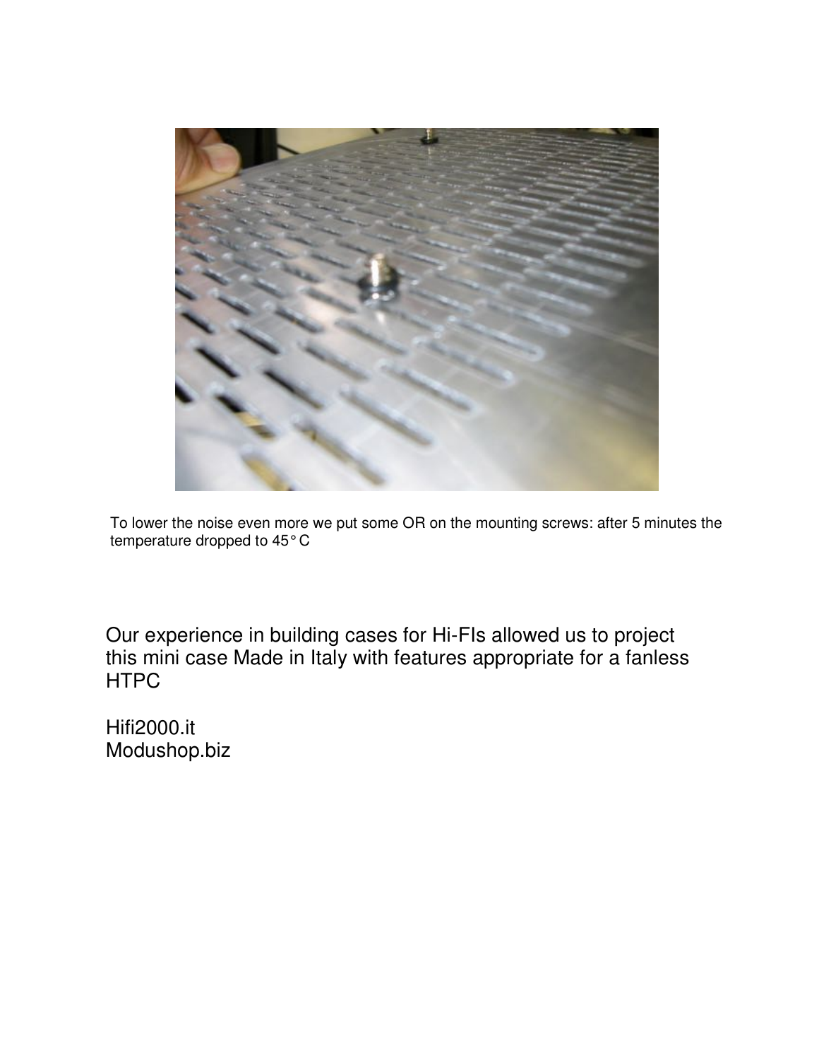To lower the noise even more we put some OR on the mounting screws: after 5 minutes the temperature dropped to 45° C

Our experience in building cases for Hi-FIs allowed us to project this mini case Made in Italy with features appropriate for a fanless HTPC

Hifi2000.it
Modushop.biz